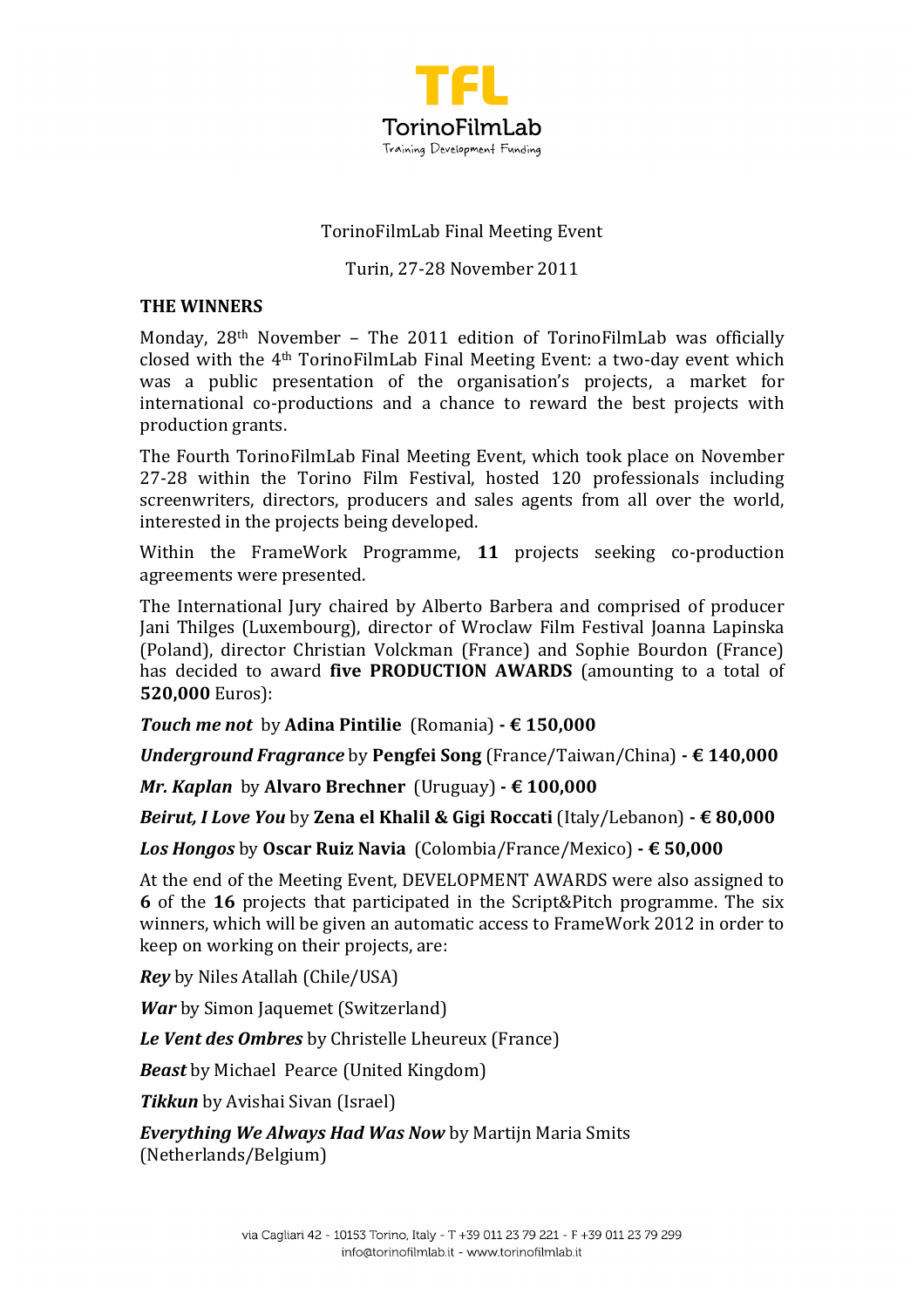TorinoFilmLab Final Meeting Event

Turin, 27-28 November 2011

**THE WINNERS**

Monday, 28th November – The 2011 edition of TorinoFilmLab was officially closed with the 4th TorinoFilmLab Final Meeting Event: a two-day event which was a public presentation of the organisation's projects, a market for international co-productions and a chance to reward the best projects with production grants.

The Fourth TorinoFilmLab Final Meeting Event, which took place on November 27-28 within the Torino Film Festival, hosted 120 professionals including screenwriters, directors, producers and sales agents from all over the world, interested in the projects being developed.

Within the FrameWork Programme, **11** projects seeking co-production agreements were presented.

The International Jury chaired by Alberto Barbera and comprised of producer Jani Thilges (Luxembourg), director of Wroclaw Film Festival Joanna Lapinska (Poland), director Christian Volckman (France) and Sophie Bourdon (France) has decided to award **five PRODUCTION AWARDS** (amounting to a total of **520,000** Euros):

***Touch me not*** by **Adina Pintilie** (Romania) **- € 150,000**

***Underground Fragrance*** by **Pengfei Song** (France/Taiwan/China) **- € 140,000**

***Mr. Kaplan*** by **Alvaro Brechner** (Uruguay) **- € 100,000**

***Beirut, I Love You*** by **Zena el Khalil & Gigi Roccati** (Italy/Lebanon) **- € 80,000**

***Los Hongos*** by **Oscar Ruiz Navia** (Colombia/France/Mexico) **- € 50,000**

At the end of the Meeting Event, DEVELOPMENT AWARDS were also assigned to **6** of the **16** projects that participated in the Script&Pitch programme. The six winners, which will be given an automatic access to FrameWork 2012 in order to keep on working on their projects, are:

***Rey*** by Niles Atallah (Chile/USA)

***War*** by Simon Jaquemet (Switzerland)

***Le Vent des Ombres*** by Christelle Lheureux (France)

***Beast*** by Michael Pearce (United Kingdom)

***Tikkun*** by Avishai Sivan (Israel)

***Everything We Always Had Was Now*** by Martijn Maria Smits (Netherlands/Belgium)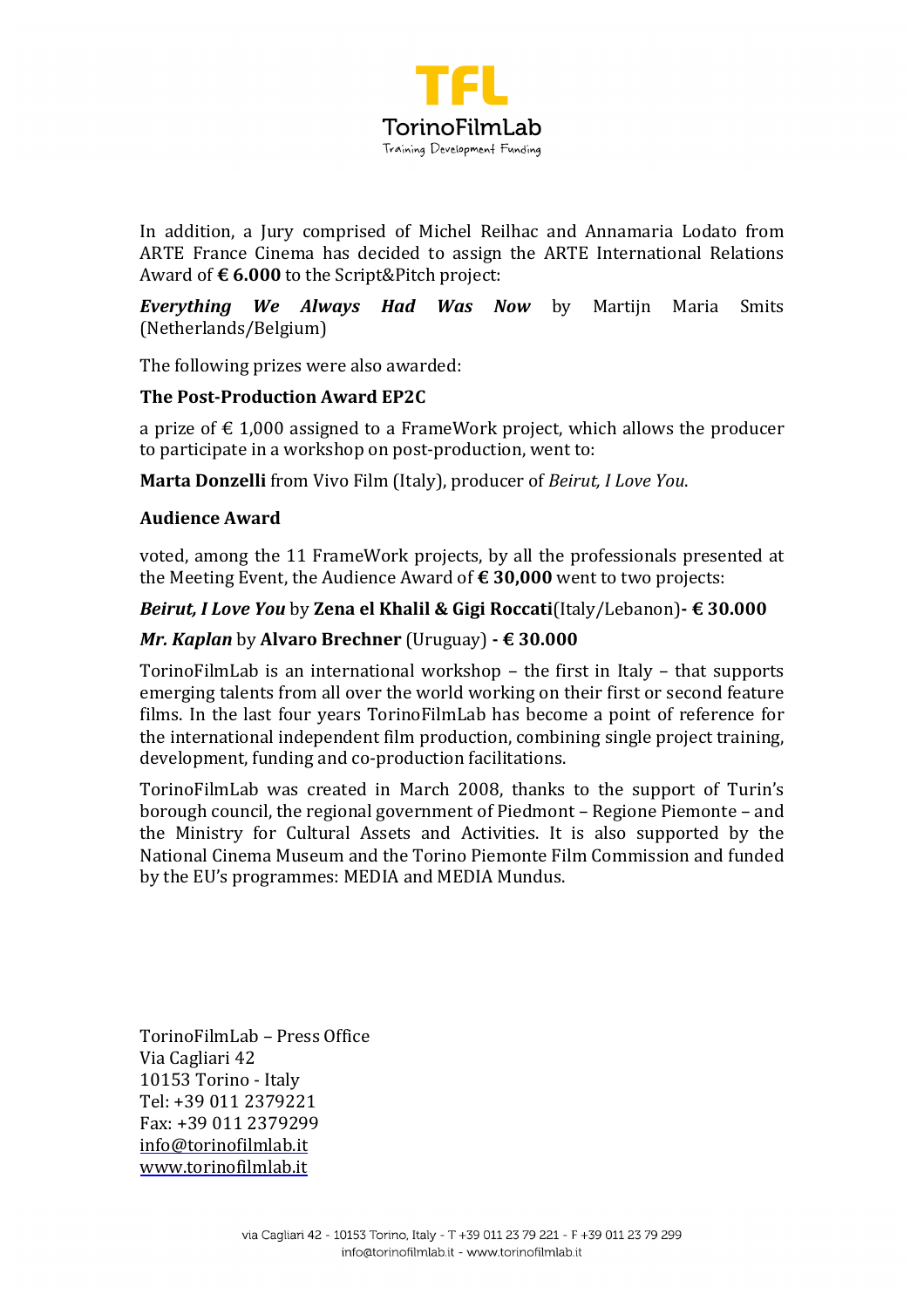In addition, a Jury comprised of Michel Reilhac and Annamaria Lodato from ARTE France Cinema has decided to assign the ARTE International Relations Award of **€ 6.000** to the Script&Pitch project:

***Everything We Always Had Was Now*** by Martijn Maria Smits (Netherlands/Belgium)

The following prizes were also awarded:

**The Post-Production Award EP2C**

a prize of € 1,000 assigned to a FrameWork project, which allows the producer to participate in a workshop on post-production, went to:

**Marta Donzelli** from Vivo Film (Italy), producer of *Beirut, I Love You*.

**Audience Award**

voted, among the 11 FrameWork projects, by all the professionals presented at the Meeting Event, the Audience Award of **€ 30,000** went to two projects:

***Beirut, I Love You*** by **Zena el Khalil & Gigi Roccati**(Italy/Lebanon)**- € 30.000**

***Mr. Kaplan*** by **Alvaro Brechner** (Uruguay) **- € 30.000**

TorinoFilmLab is an international workshop – the first in Italy – that supports emerging talents from all over the world working on their first or second feature films. In the last four years TorinoFilmLab has become a point of reference for the international independent film production, combining single project training, development, funding and co-production facilitations.

TorinoFilmLab was created in March 2008, thanks to the support of Turin's borough council, the regional government of Piedmont – Regione Piemonte – and the Ministry for Cultural Assets and Activities. It is also supported by the National Cinema Museum and the Torino Piemonte Film Commission and funded by the EU's programmes: MEDIA and MEDIA Mundus.

TorinoFilmLab – Press Office
Via Cagliari 42
10153 Torino - Italy
Tel: +39 011 2379221
Fax: +39 011 2379299
info@torinofilmlab.it
www.torinofilmlab.it